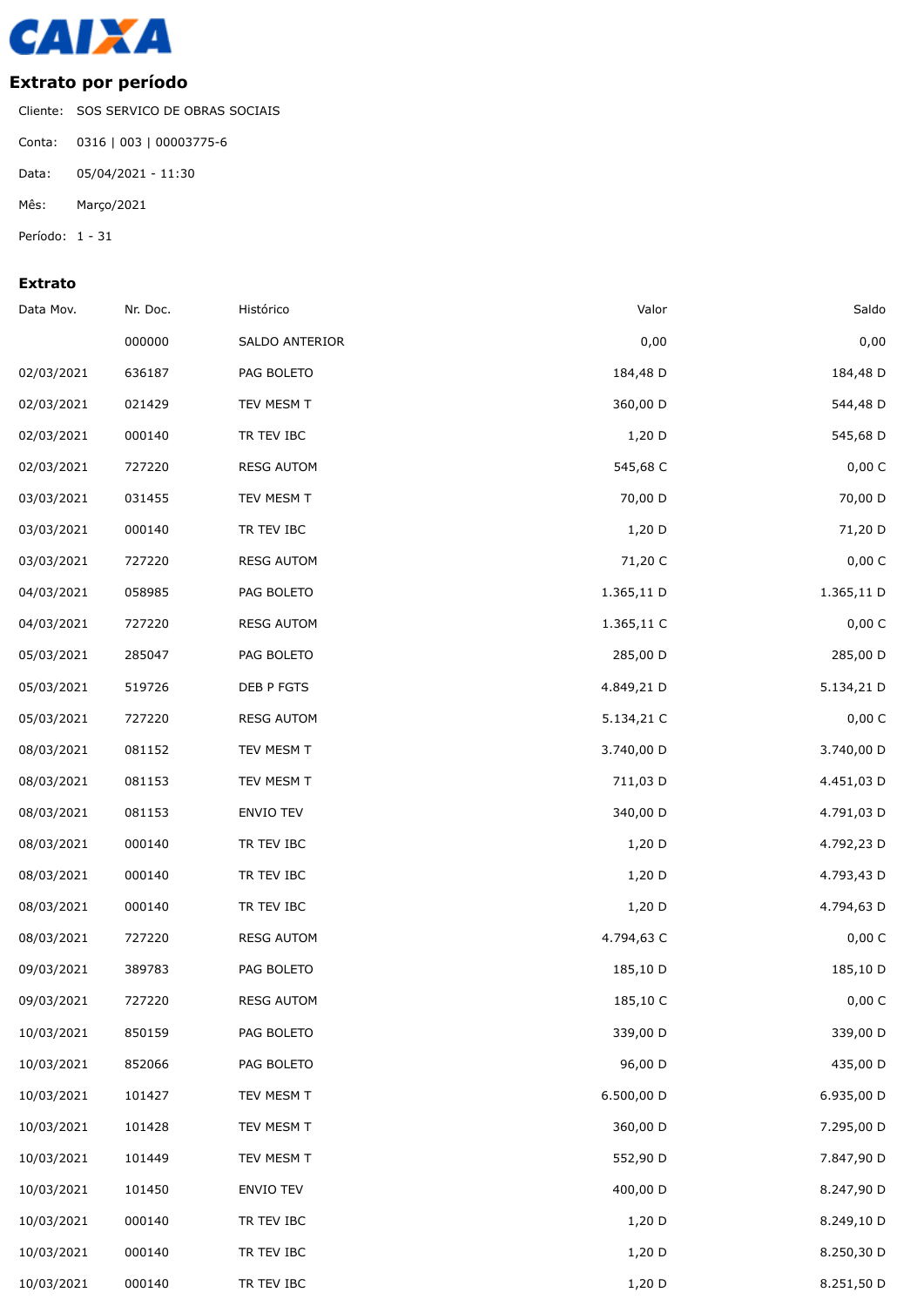CAIXA

## Extrato por período

Cliente: SOS SERVICO DE OBRAS SOCIAIS

Conta: 0316 | 003 | 00003775-6

Data: 05/04/2021 - 11:30

Mês: Março/2021

Período: 1 - 31

### Extrato

| Data Mov. | Nr. Doc. | Histórico | Valor | Saldo |
|---|---|---|---|---|
| | 000000 | SALDO ANTERIOR | 0,00 | 0,00 |
| 02/03/2021 | 636187 | PAG BOLETO | 184,48 D | 184,48 D |
| 02/03/2021 | 021429 | TEV MESM T | 360,00 D | 544,48 D |
| 02/03/2021 | 000140 | TR TEV IBC | 1,20 D | 545,68 D |
| 02/03/2021 | 727220 | RESG AUTOM | 545,68 C | 0,00 C |
| 03/03/2021 | 031455 | TEV MESM T | 70,00 D | 70,00 D |
| 03/03/2021 | 000140 | TR TEV IBC | 1,20 D | 71,20 D |
| 03/03/2021 | 727220 | RESG AUTOM | 71,20 C | 0,00 C |
| 04/03/2021 | 058985 | PAG BOLETO | 1.365,11 D | 1.365,11 D |
| 04/03/2021 | 727220 | RESG AUTOM | 1.365,11 C | 0,00 C |
| 05/03/2021 | 285047 | PAG BOLETO | 285,00 D | 285,00 D |
| 05/03/2021 | 519726 | DEB P FGTS | 4.849,21 D | 5.134,21 D |
| 05/03/2021 | 727220 | RESG AUTOM | 5.134,21 C | 0,00 C |
| 08/03/2021 | 081152 | TEV MESM T | 3.740,00 D | 3.740,00 D |
| 08/03/2021 | 081153 | TEV MESM T | 711,03 D | 4.451,03 D |
| 08/03/2021 | 081153 | ENVIO TEV | 340,00 D | 4.791,03 D |
| 08/03/2021 | 000140 | TR TEV IBC | 1,20 D | 4.792,23 D |
| 08/03/2021 | 000140 | TR TEV IBC | 1,20 D | 4.793,43 D |
| 08/03/2021 | 000140 | TR TEV IBC | 1,20 D | 4.794,63 D |
| 08/03/2021 | 727220 | RESG AUTOM | 4.794,63 C | 0,00 C |
| 09/03/2021 | 389783 | PAG BOLETO | 185,10 D | 185,10 D |
| 09/03/2021 | 727220 | RESG AUTOM | 185,10 C | 0,00 C |
| 10/03/2021 | 850159 | PAG BOLETO | 339,00 D | 339,00 D |
| 10/03/2021 | 852066 | PAG BOLETO | 96,00 D | 435,00 D |
| 10/03/2021 | 101427 | TEV MESM T | 6.500,00 D | 6.935,00 D |
| 10/03/2021 | 101428 | TEV MESM T | 360,00 D | 7.295,00 D |
| 10/03/2021 | 101449 | TEV MESM T | 552,90 D | 7.847,90 D |
| 10/03/2021 | 101450 | ENVIO TEV | 400,00 D | 8.247,90 D |
| 10/03/2021 | 000140 | TR TEV IBC | 1,20 D | 8.249,10 D |
| 10/03/2021 | 000140 | TR TEV IBC | 1,20 D | 8.250,30 D |
| 10/03/2021 | 000140 | TR TEV IBC | 1,20 D | 8.251,50 D |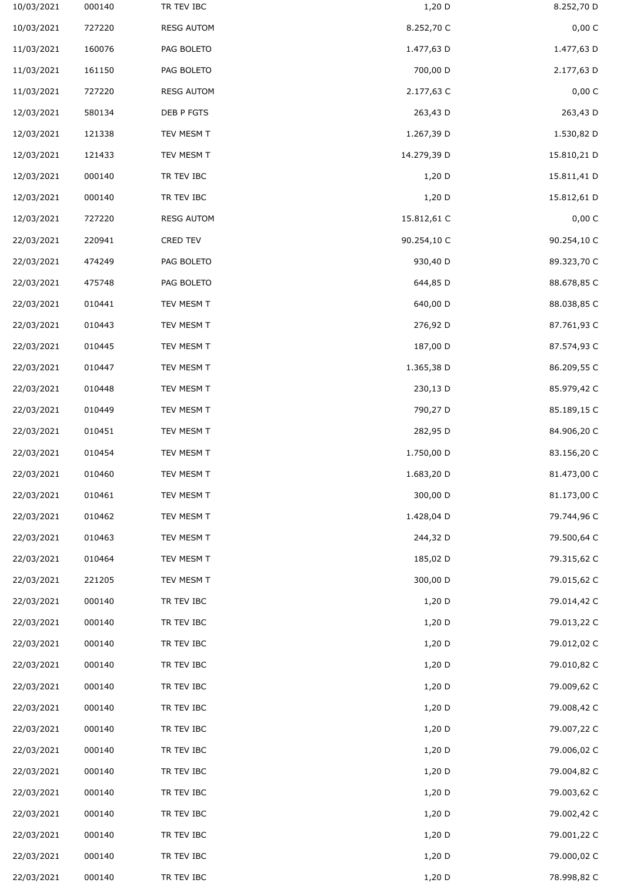| | | | | |
|---|---|---|---|---|
| 10/03/2021 | 000140 | TR TEV IBC | 1,20 D | 8.252,70 D |
| 10/03/2021 | 727220 | RESG AUTOM | 8.252,70 C | 0,00 C |
| 11/03/2021 | 160076 | PAG BOLETO | 1.477,63 D | 1.477,63 D |
| 11/03/2021 | 161150 | PAG BOLETO | 700,00 D | 2.177,63 D |
| 11/03/2021 | 727220 | RESG AUTOM | 2.177,63 C | 0,00 C |
| 12/03/2021 | 580134 | DEB P FGTS | 263,43 D | 263,43 D |
| 12/03/2021 | 121338 | TEV MESM T | 1.267,39 D | 1.530,82 D |
| 12/03/2021 | 121433 | TEV MESM T | 14.279,39 D | 15.810,21 D |
| 12/03/2021 | 000140 | TR TEV IBC | 1,20 D | 15.811,41 D |
| 12/03/2021 | 000140 | TR TEV IBC | 1,20 D | 15.812,61 D |
| 12/03/2021 | 727220 | RESG AUTOM | 15.812,61 C | 0,00 C |
| 22/03/2021 | 220941 | CRED TEV | 90.254,10 C | 90.254,10 C |
| 22/03/2021 | 474249 | PAG BOLETO | 930,40 D | 89.323,70 C |
| 22/03/2021 | 475748 | PAG BOLETO | 644,85 D | 88.678,85 C |
| 22/03/2021 | 010441 | TEV MESM T | 640,00 D | 88.038,85 C |
| 22/03/2021 | 010443 | TEV MESM T | 276,92 D | 87.761,93 C |
| 22/03/2021 | 010445 | TEV MESM T | 187,00 D | 87.574,93 C |
| 22/03/2021 | 010447 | TEV MESM T | 1.365,38 D | 86.209,55 C |
| 22/03/2021 | 010448 | TEV MESM T | 230,13 D | 85.979,42 C |
| 22/03/2021 | 010449 | TEV MESM T | 790,27 D | 85.189,15 C |
| 22/03/2021 | 010451 | TEV MESM T | 282,95 D | 84.906,20 C |
| 22/03/2021 | 010454 | TEV MESM T | 1.750,00 D | 83.156,20 C |
| 22/03/2021 | 010460 | TEV MESM T | 1.683,20 D | 81.473,00 C |
| 22/03/2021 | 010461 | TEV MESM T | 300,00 D | 81.173,00 C |
| 22/03/2021 | 010462 | TEV MESM T | 1.428,04 D | 79.744,96 C |
| 22/03/2021 | 010463 | TEV MESM T | 244,32 D | 79.500,64 C |
| 22/03/2021 | 010464 | TEV MESM T | 185,02 D | 79.315,62 C |
| 22/03/2021 | 221205 | TEV MESM T | 300,00 D | 79.015,62 C |
| 22/03/2021 | 000140 | TR TEV IBC | 1,20 D | 79.014,42 C |
| 22/03/2021 | 000140 | TR TEV IBC | 1,20 D | 79.013,22 C |
| 22/03/2021 | 000140 | TR TEV IBC | 1,20 D | 79.012,02 C |
| 22/03/2021 | 000140 | TR TEV IBC | 1,20 D | 79.010,82 C |
| 22/03/2021 | 000140 | TR TEV IBC | 1,20 D | 79.009,62 C |
| 22/03/2021 | 000140 | TR TEV IBC | 1,20 D | 79.008,42 C |
| 22/03/2021 | 000140 | TR TEV IBC | 1,20 D | 79.007,22 C |
| 22/03/2021 | 000140 | TR TEV IBC | 1,20 D | 79.006,02 C |
| 22/03/2021 | 000140 | TR TEV IBC | 1,20 D | 79.004,82 C |
| 22/03/2021 | 000140 | TR TEV IBC | 1,20 D | 79.003,62 C |
| 22/03/2021 | 000140 | TR TEV IBC | 1,20 D | 79.002,42 C |
| 22/03/2021 | 000140 | TR TEV IBC | 1,20 D | 79.001,22 C |
| 22/03/2021 | 000140 | TR TEV IBC | 1,20 D | 79.000,02 C |
| 22/03/2021 | 000140 | TR TEV IBC | 1,20 D | 78.998,82 C |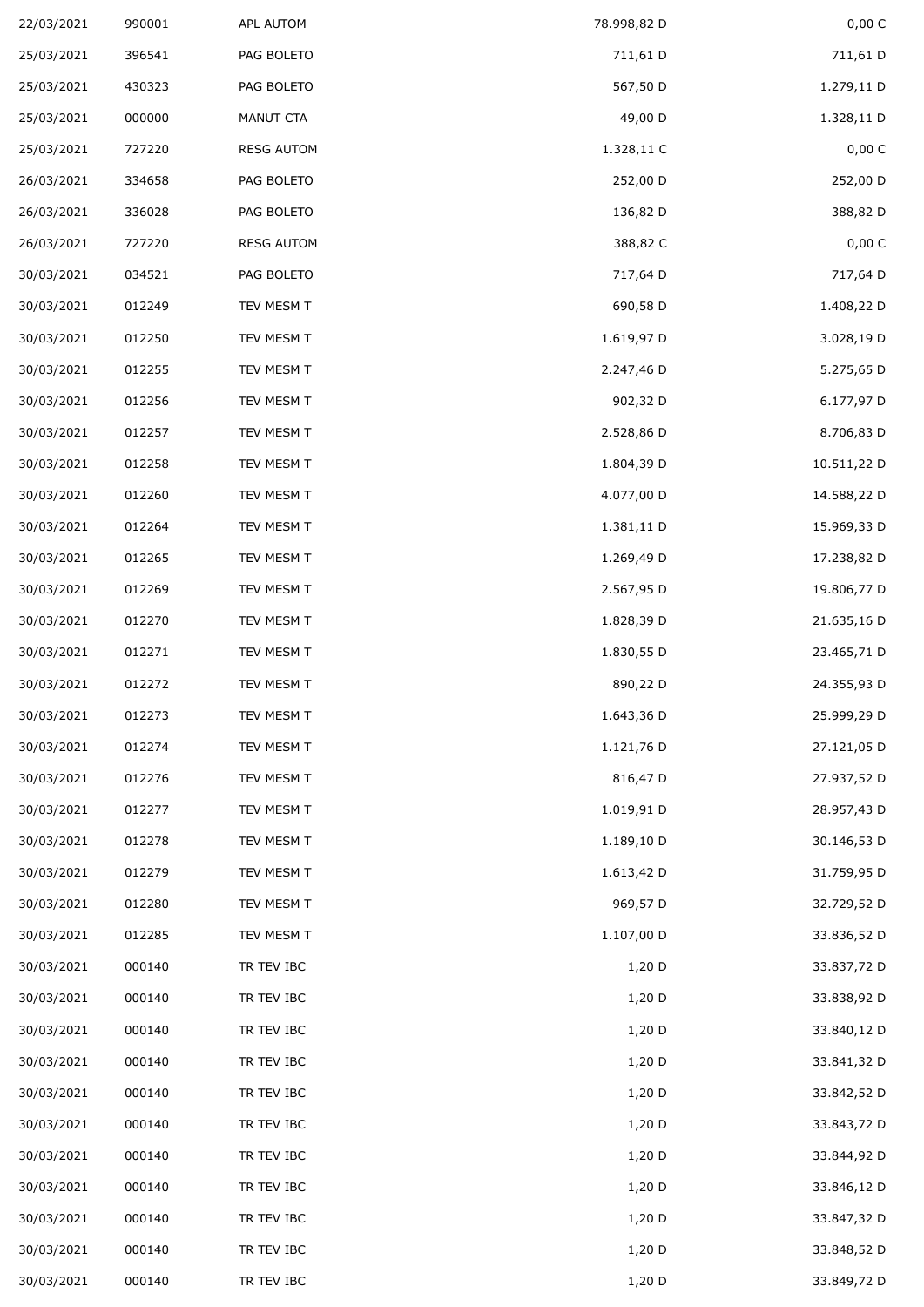| | | | | |
|---|---|---|---|---|
| 22/03/2021 | 990001 | APL AUTOM | 78.998,82 D | 0,00 C |
| 25/03/2021 | 396541 | PAG BOLETO | 711,61 D | 711,61 D |
| 25/03/2021 | 430323 | PAG BOLETO | 567,50 D | 1.279,11 D |
| 25/03/2021 | 000000 | MANUT CTA | 49,00 D | 1.328,11 D |
| 25/03/2021 | 727220 | RESG AUTOM | 1.328,11 C | 0,00 C |
| 26/03/2021 | 334658 | PAG BOLETO | 252,00 D | 252,00 D |
| 26/03/2021 | 336028 | PAG BOLETO | 136,82 D | 388,82 D |
| 26/03/2021 | 727220 | RESG AUTOM | 388,82 C | 0,00 C |
| 30/03/2021 | 034521 | PAG BOLETO | 717,64 D | 717,64 D |
| 30/03/2021 | 012249 | TEV MESM T | 690,58 D | 1.408,22 D |
| 30/03/2021 | 012250 | TEV MESM T | 1.619,97 D | 3.028,19 D |
| 30/03/2021 | 012255 | TEV MESM T | 2.247,46 D | 5.275,65 D |
| 30/03/2021 | 012256 | TEV MESM T | 902,32 D | 6.177,97 D |
| 30/03/2021 | 012257 | TEV MESM T | 2.528,86 D | 8.706,83 D |
| 30/03/2021 | 012258 | TEV MESM T | 1.804,39 D | 10.511,22 D |
| 30/03/2021 | 012260 | TEV MESM T | 4.077,00 D | 14.588,22 D |
| 30/03/2021 | 012264 | TEV MESM T | 1.381,11 D | 15.969,33 D |
| 30/03/2021 | 012265 | TEV MESM T | 1.269,49 D | 17.238,82 D |
| 30/03/2021 | 012269 | TEV MESM T | 2.567,95 D | 19.806,77 D |
| 30/03/2021 | 012270 | TEV MESM T | 1.828,39 D | 21.635,16 D |
| 30/03/2021 | 012271 | TEV MESM T | 1.830,55 D | 23.465,71 D |
| 30/03/2021 | 012272 | TEV MESM T | 890,22 D | 24.355,93 D |
| 30/03/2021 | 012273 | TEV MESM T | 1.643,36 D | 25.999,29 D |
| 30/03/2021 | 012274 | TEV MESM T | 1.121,76 D | 27.121,05 D |
| 30/03/2021 | 012276 | TEV MESM T | 816,47 D | 27.937,52 D |
| 30/03/2021 | 012277 | TEV MESM T | 1.019,91 D | 28.957,43 D |
| 30/03/2021 | 012278 | TEV MESM T | 1.189,10 D | 30.146,53 D |
| 30/03/2021 | 012279 | TEV MESM T | 1.613,42 D | 31.759,95 D |
| 30/03/2021 | 012280 | TEV MESM T | 969,57 D | 32.729,52 D |
| 30/03/2021 | 012285 | TEV MESM T | 1.107,00 D | 33.836,52 D |
| 30/03/2021 | 000140 | TR TEV IBC | 1,20 D | 33.837,72 D |
| 30/03/2021 | 000140 | TR TEV IBC | 1,20 D | 33.838,92 D |
| 30/03/2021 | 000140 | TR TEV IBC | 1,20 D | 33.840,12 D |
| 30/03/2021 | 000140 | TR TEV IBC | 1,20 D | 33.841,32 D |
| 30/03/2021 | 000140 | TR TEV IBC | 1,20 D | 33.842,52 D |
| 30/03/2021 | 000140 | TR TEV IBC | 1,20 D | 33.843,72 D |
| 30/03/2021 | 000140 | TR TEV IBC | 1,20 D | 33.844,92 D |
| 30/03/2021 | 000140 | TR TEV IBC | 1,20 D | 33.846,12 D |
| 30/03/2021 | 000140 | TR TEV IBC | 1,20 D | 33.847,32 D |
| 30/03/2021 | 000140 | TR TEV IBC | 1,20 D | 33.848,52 D |
| 30/03/2021 | 000140 | TR TEV IBC | 1,20 D | 33.849,72 D |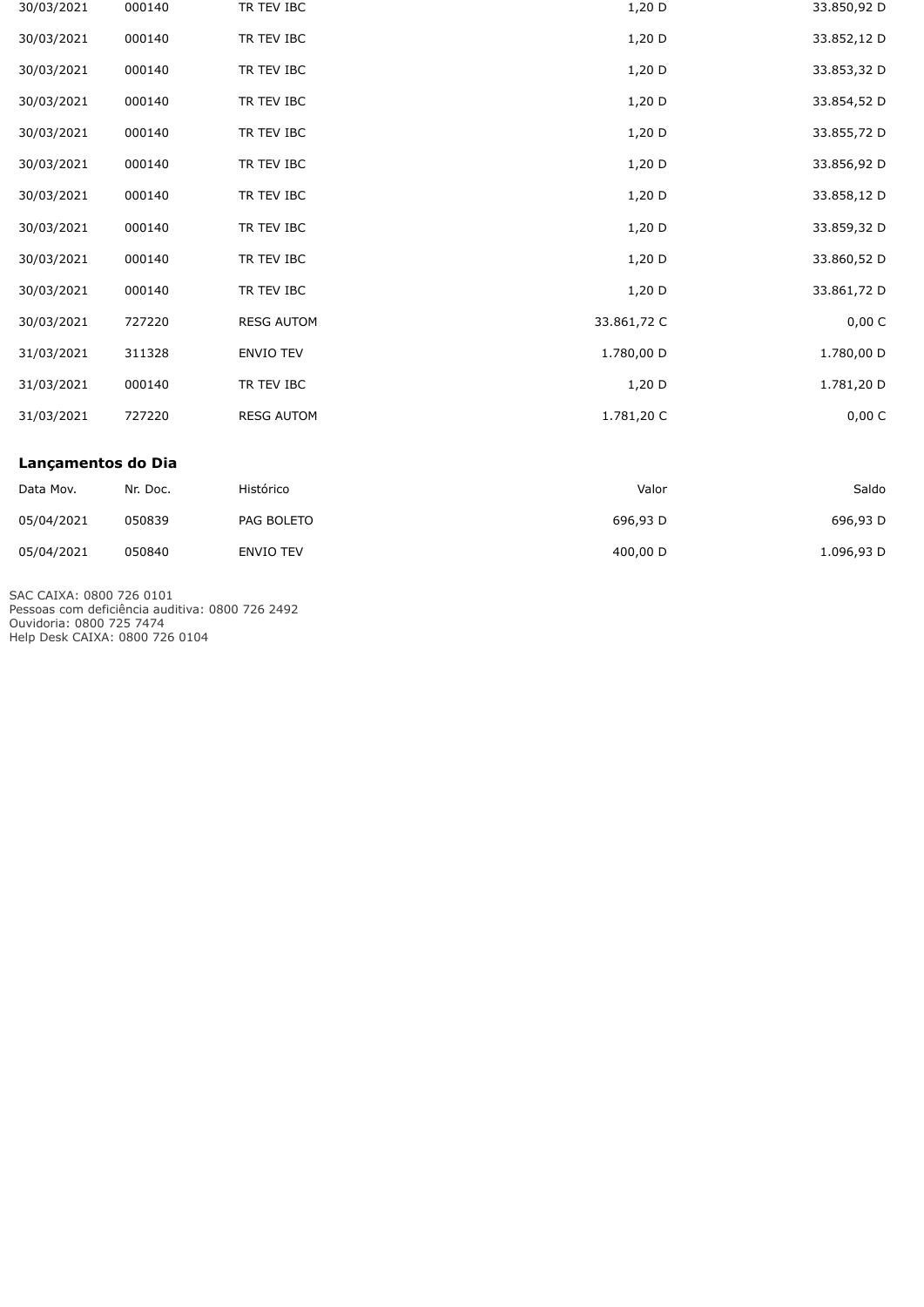| | | | | |
|---|---|---|---|---|
| 30/03/2021 | 000140 | TR TEV IBC | 1,20 D | 33.850,92 D |
| 30/03/2021 | 000140 | TR TEV IBC | 1,20 D | 33.852,12 D |
| 30/03/2021 | 000140 | TR TEV IBC | 1,20 D | 33.853,32 D |
| 30/03/2021 | 000140 | TR TEV IBC | 1,20 D | 33.854,52 D |
| 30/03/2021 | 000140 | TR TEV IBC | 1,20 D | 33.855,72 D |
| 30/03/2021 | 000140 | TR TEV IBC | 1,20 D | 33.856,92 D |
| 30/03/2021 | 000140 | TR TEV IBC | 1,20 D | 33.858,12 D |
| 30/03/2021 | 000140 | TR TEV IBC | 1,20 D | 33.859,32 D |
| 30/03/2021 | 000140 | TR TEV IBC | 1,20 D | 33.860,52 D |
| 30/03/2021 | 000140 | TR TEV IBC | 1,20 D | 33.861,72 D |
| 30/03/2021 | 727220 | RESG AUTOM | 33.861,72 C | 0,00 C |
| 31/03/2021 | 311328 | ENVIO TEV | 1.780,00 D | 1.780,00 D |
| 31/03/2021 | 000140 | TR TEV IBC | 1,20 D | 1.781,20 D |
| 31/03/2021 | 727220 | RESG AUTOM | 1.781,20 C | 0,00 C |

**Lançamentos do Dia**

| Data Mov. | Nr. Doc. | Histórico | Valor | Saldo |
|---|---|---|---|---|
| 05/04/2021 | 050839 | PAG BOLETO | 696,93 D | 696,93 D |
| 05/04/2021 | 050840 | ENVIO TEV | 400,00 D | 1.096,93 D |

SAC CAIXA: 0800 726 0101
Pessoas com deficiência auditiva: 0800 726 2492
Ouvidoria: 0800 725 7474
Help Desk CAIXA: 0800 726 0104